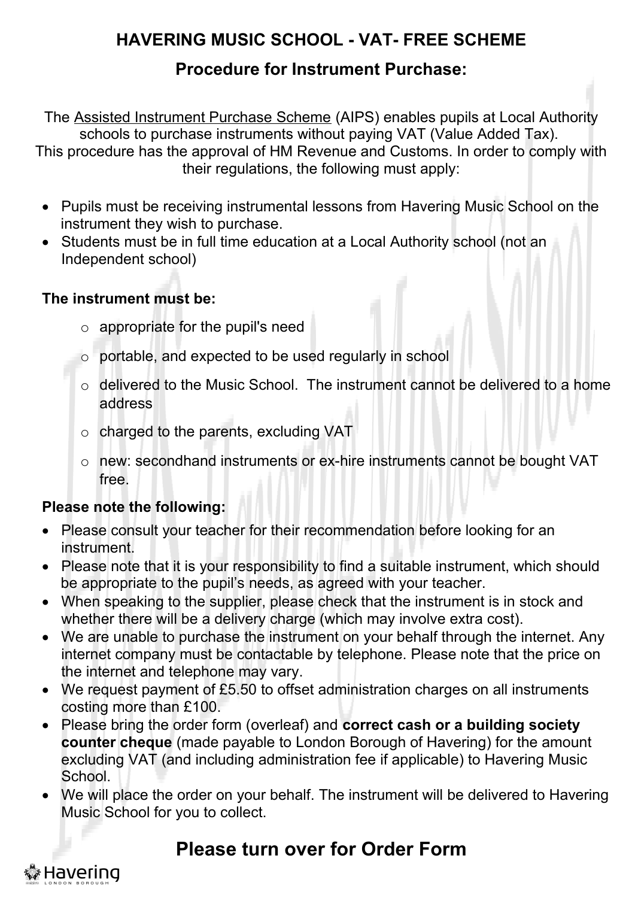# HAVERING MUSIC SCHOOL - VAT- FREE SCHEME

## Procedure for Instrument Purchase:

The Assisted Instrument Purchase Scheme (AIPS) enables pupils at Local Authority schools to purchase instruments without paying VAT (Value Added Tax).
This procedure has the approval of HM Revenue and Customs. In order to comply with their regulations, the following must apply:

- Pupils must be receiving instrumental lessons from Havering Music School on the instrument they wish to purchase.
- Students must be in full time education at a Local Authority school (not an Independent school)

**The instrument must be:**

- appropriate for the pupil's need
- portable, and expected to be used regularly in school
- delivered to the Music School. The instrument cannot be delivered to a home address
- charged to the parents, excluding VAT
- new: secondhand instruments or ex-hire instruments cannot be bought VAT free.

**Please note the following:**

- Please consult your teacher for their recommendation before looking for an instrument.
- Please note that it is your responsibility to find a suitable instrument, which should be appropriate to the pupil's needs, as agreed with your teacher.
- When speaking to the supplier, please check that the instrument is in stock and whether there will be a delivery charge (which may involve extra cost).
- We are unable to purchase the instrument on your behalf through the internet. Any internet company must be contactable by telephone. Please note that the price on the internet and telephone may vary.
- We request payment of £5.50 to offset administration charges on all instruments costing more than £100.
- Please bring the order form (overleaf) and **correct cash or a building society counter cheque** (made payable to London Borough of Havering) for the amount excluding VAT (and including administration fee if applicable) to Havering Music School.
- We will place the order on your behalf. The instrument will be delivered to Havering Music School for you to collect.

## Please turn over for Order Form

Havering LONDON BOROUGH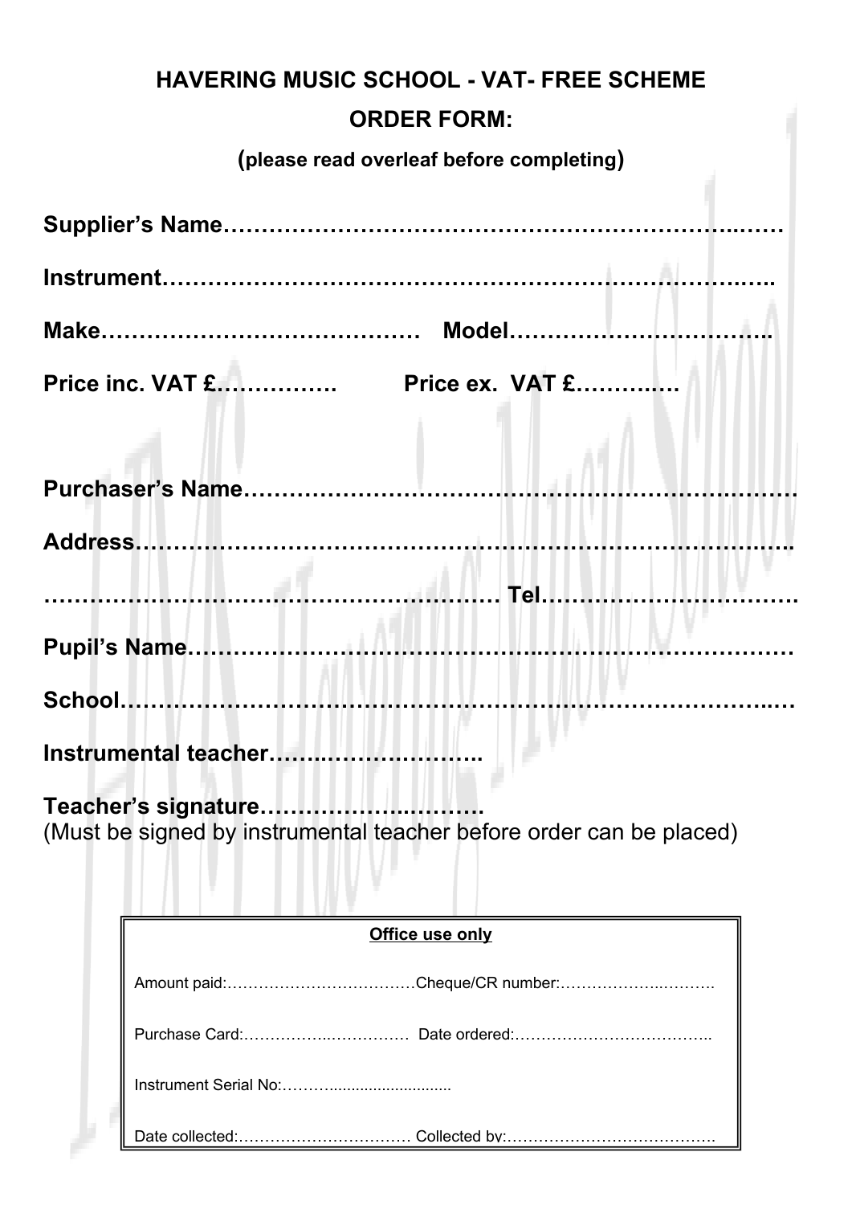# HAVERING MUSIC SCHOOL - VAT- FREE SCHEME

## ORDER FORM:

**(please read overleaf before completing)**

**Supplier's Name**……………………………………………………………..……

**Instrument**…………………………………………………………………..…..

**Make**…………………………………… **Model**……………………………..

**Price inc. VAT £**……………. **Price ex. VAT £**………..…

**Purchaser's Name**…………………………………………………….………

**Address**………………………………………………………………………..

……………………………………………… **Tel**…………………………….

**Pupil's Name**…………………………………..……………………………

**School**……………………………………………………………………..…

**Instrumental teacher**…………………………..

**Teacher's signature**……………………………..

(Must be signed by instrumental teacher before order can be placed)

| Office use only | |
| --- | --- |
| Amount paid:……………………………… | Cheque/CR number:……………..………. |
| Purchase Card:…………..………… | Date ordered:……………………………….. |
| Instrument Serial No:……….......................... | |
| Date collected:…………………………… | Collected by:…………………………………. |